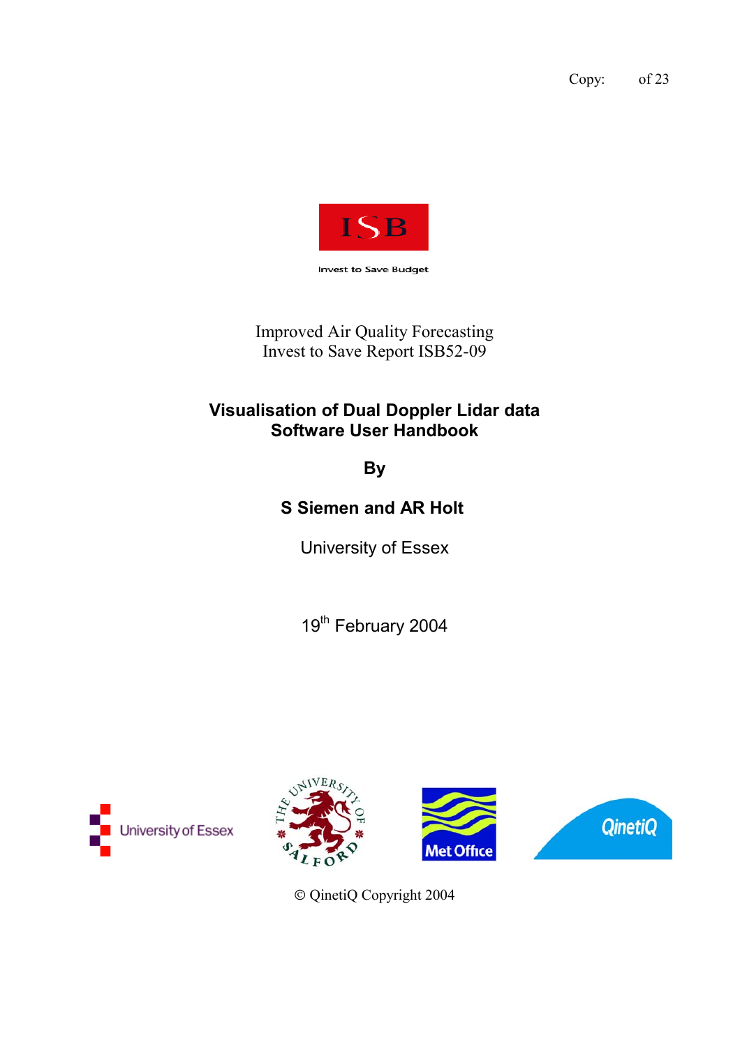Copy: of 23

ISB

Invest to Save Budget

Improved Air Quality Forecasting
Invest to Save Report ISB52-09

# Visualisation of Dual Doppler Lidar data Software User Handbook

**By**

**S Siemen and AR Holt**

University of Essex

19th February 2004

University of Essex

The University of Salford

Met Office

QinetiQ

© QinetiQ Copyright 2004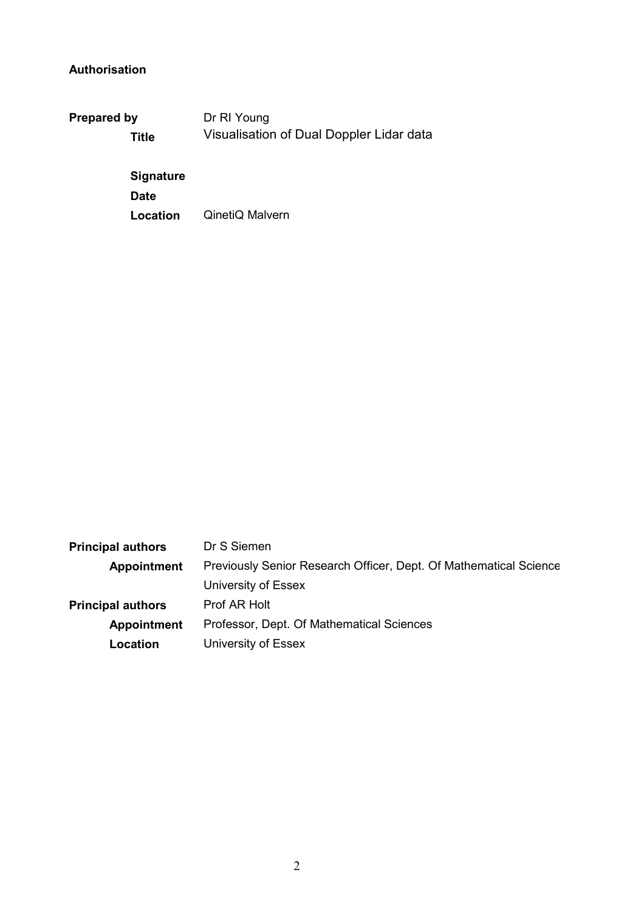**Authorisation**

| | |
|---|---|
| **Prepared by** | Dr RI Young |
| **Title** | Visualisation of Dual Doppler Lidar data |
| **Signature** | |
| **Date** | |
| **Location** | QinetiQ Malvern |

| | |
|---|---|
| **Principal authors** | Dr S Siemen |
| **Appointment** | Previously Senior Research Officer, Dept. Of Mathematical Science |
| | University of Essex |
| **Principal authors** | Prof AR Holt |
| **Appointment** | Professor, Dept. Of Mathematical Sciences |
| **Location** | University of Essex |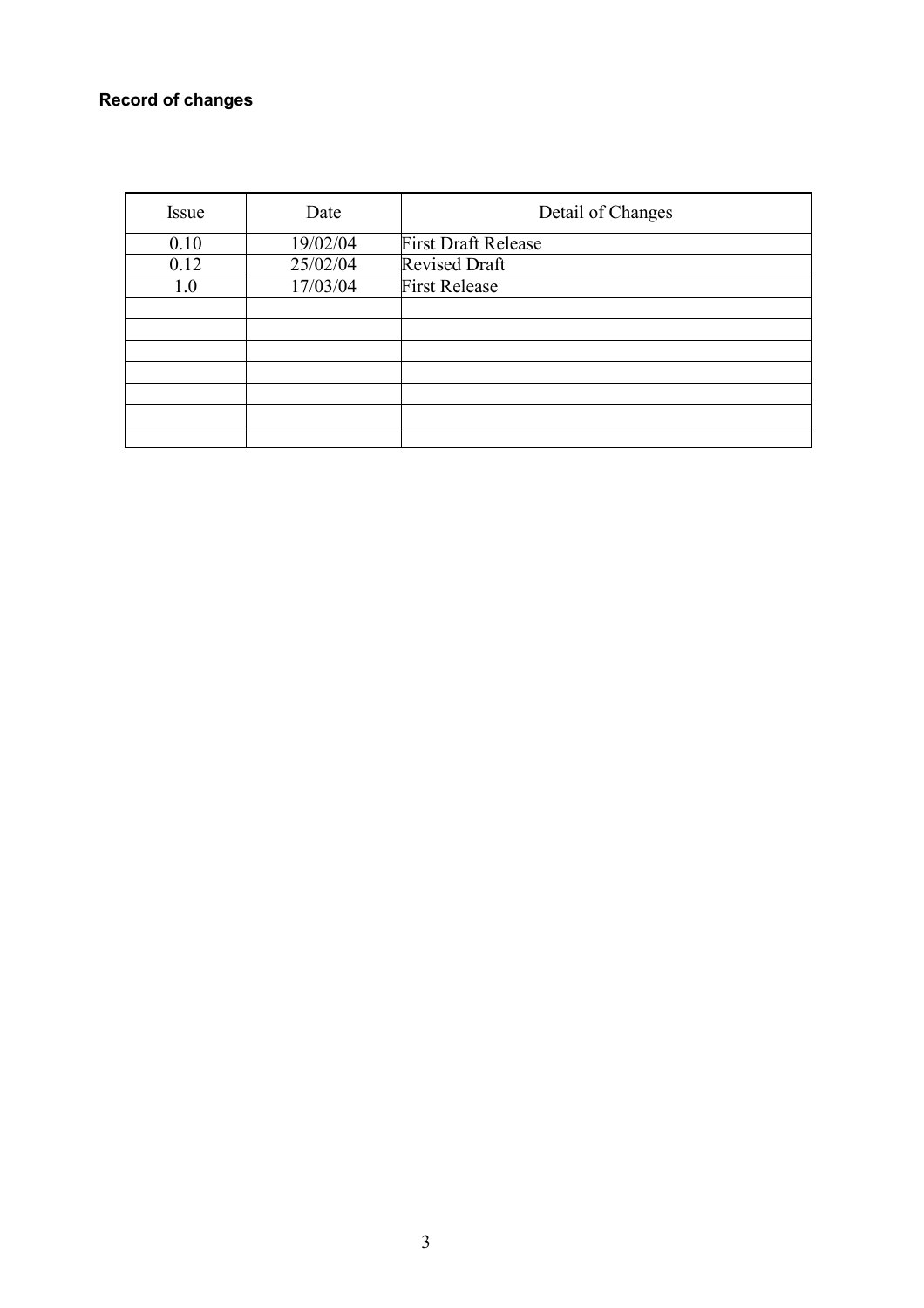**Record of changes**

| Issue | Date | Detail of Changes |
|---|---|---|
| 0.10 | 19/02/04 | First Draft Release |
| 0.12 | 25/02/04 | Revised Draft |
| 1.0 | 17/03/04 | First Release |
| | | |
| | | |
| | | |
| | | |
| | | |
| | | |
| | | |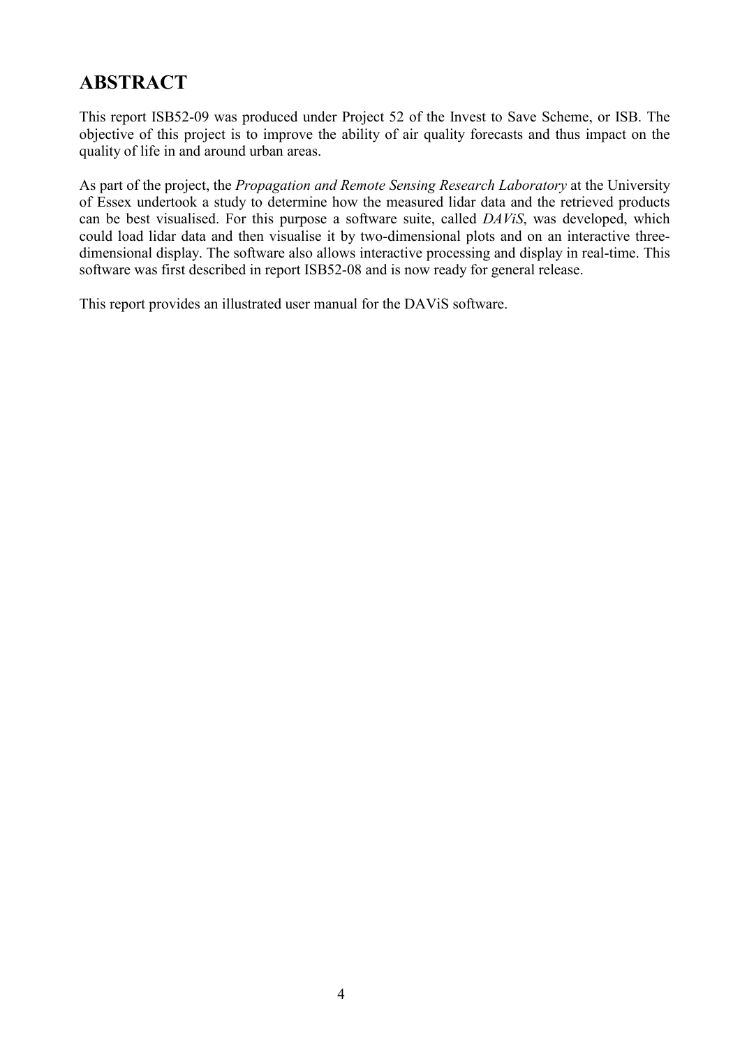# ABSTRACT

This report ISB52-09 was produced under Project 52 of the Invest to Save Scheme, or ISB. The objective of this project is to improve the ability of air quality forecasts and thus impact on the quality of life in and around urban areas.

As part of the project, the *Propagation and Remote Sensing Research Laboratory* at the University of Essex undertook a study to determine how the measured lidar data and the retrieved products can be best visualised. For this purpose a software suite, called *DAViS*, was developed, which could load lidar data and then visualise it by two-dimensional plots and on an interactive three-dimensional display. The software also allows interactive processing and display in real-time. This software was first described in report ISB52-08 and is now ready for general release.

This report provides an illustrated user manual for the DAViS software.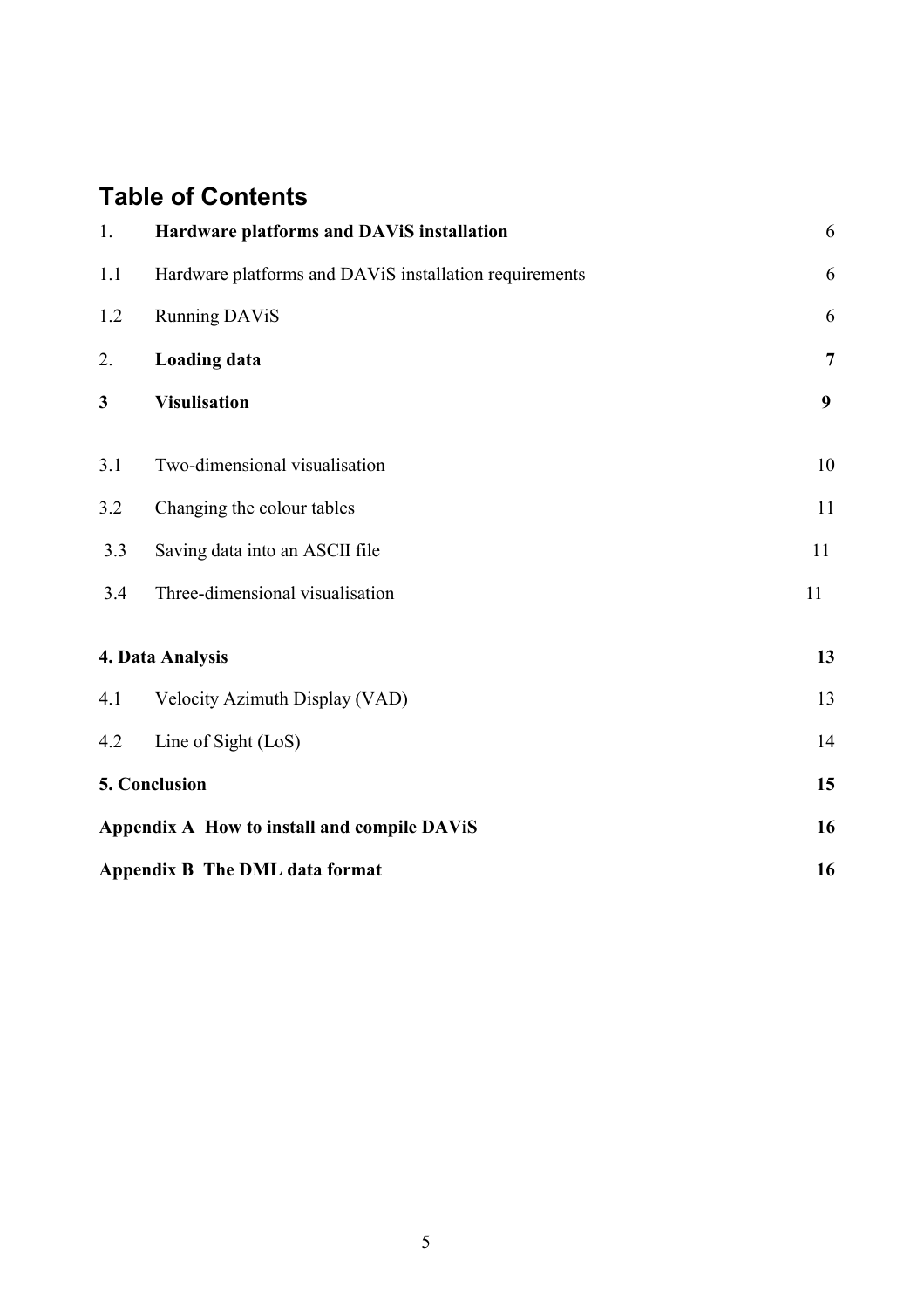## Table of Contents

| | | |
|---|---|---|
| 1. | **Hardware platforms and DAViS installation** | 6 |
| 1.1 | Hardware platforms and DAViS installation requirements | 6 |
| 1.2 | Running DAViS | 6 |
| 2. | **Loading data** | **7** |
| **3** | **Visulisation** | **9** |
| 3.1 | Two-dimensional visualisation | 10 |
| 3.2 | Changing the colour tables | 11 |
| 3.3 | Saving data into an ASCII file | 11 |
| 3.4 | Three-dimensional visualisation | 11 |
| **4. Data Analysis** | | **13** |
| 4.1 | Velocity Azimuth Display (VAD) | 13 |
| 4.2 | Line of Sight (LoS) | 14 |
| **5. Conclusion** | | **15** |
| **Appendix A How to install and compile DAViS** | | **16** |
| **Appendix B The DML data format** | | **16** |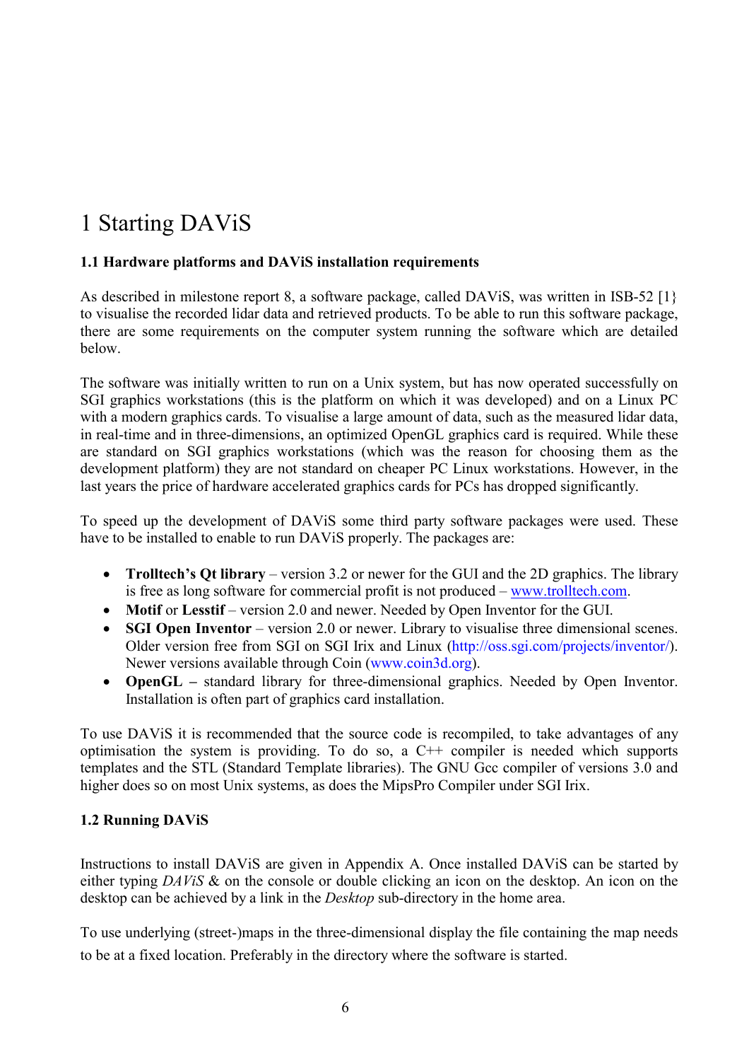# 1 Starting DAViS

### 1.1 Hardware platforms and DAViS installation requirements

As described in milestone report 8, a software package, called DAViS, was written in ISB-52 [1} to visualise the recorded lidar data and retrieved products. To be able to run this software package, there are some requirements on the computer system running the software which are detailed below.

The software was initially written to run on a Unix system, but has now operated successfully on SGI graphics workstations (this is the platform on which it was developed) and on a Linux PC with a modern graphics cards. To visualise a large amount of data, such as the measured lidar data, in real-time and in three-dimensions, an optimized OpenGL graphics card is required. While these are standard on SGI graphics workstations (which was the reason for choosing them as the development platform) they are not standard on cheaper PC Linux workstations. However, in the last years the price of hardware accelerated graphics cards for PCs has dropped significantly.

To speed up the development of DAViS some third party software packages were used. These have to be installed to enable to run DAViS properly. The packages are:

- **Trolltech's Qt library** – version 3.2 or newer for the GUI and the 2D graphics. The library is free as long software for commercial profit is not produced – www.trolltech.com.
- **Motif** or **Lesstif** – version 2.0 and newer. Needed by Open Inventor for the GUI.
- **SGI Open Inventor** – version 2.0 or newer. Library to visualise three dimensional scenes. Older version free from SGI on SGI Irix and Linux (http://oss.sgi.com/projects/inventor/). Newer versions available through Coin (www.coin3d.org).
- **OpenGL –** standard library for three-dimensional graphics. Needed by Open Inventor. Installation is often part of graphics card installation.

To use DAViS it is recommended that the source code is recompiled, to take advantages of any optimisation the system is providing. To do so, a C++ compiler is needed which supports templates and the STL (Standard Template libraries). The GNU Gcc compiler of versions 3.0 and higher does so on most Unix systems, as does the MipsPro Compiler under SGI Irix.

### 1.2 Running DAViS

Instructions to install DAViS are given in Appendix A. Once installed DAViS can be started by either typing *DAViS* & on the console or double clicking an icon on the desktop. An icon on the desktop can be achieved by a link in the *Desktop* sub-directory in the home area.

To use underlying (street-)maps in the three-dimensional display the file containing the map needs to be at a fixed location. Preferably in the directory where the software is started.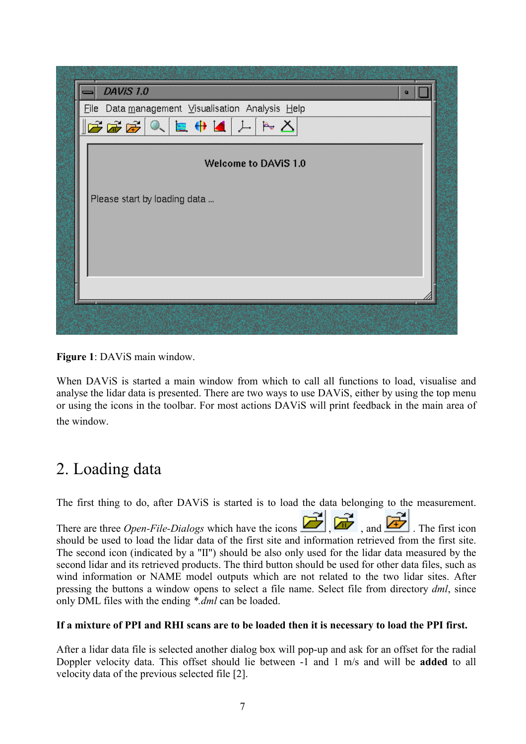**Figure 1**: DAViS main window.

When DAViS is started a main window from which to call all functions to load, visualise and analyse the lidar data is presented. There are two ways to use DAViS, either by using the top menu or using the icons in the toolbar. For most actions DAViS will print feedback in the main area of the window.

## 2. Loading data

The first thing to do, after DAViS is started is to load the data belonging to the measurement. There are three *Open-File-Dialogs* which have the icons , , and . The first icon should be used to load the lidar data of the first site and information retrieved from the first site. The second icon (indicated by a "II") should be also only used for the lidar data measured by the second lidar and its retrieved products. The third button should be used for other data files, such as wind information or NAME model outputs which are not related to the two lidar sites. After pressing the buttons a window opens to select a file name. Select file from directory *dml*, since only DML files with the ending *\*.dml* can be loaded.

**If a mixture of PPI and RHI scans are to be loaded then it is necessary to load the PPI first.**

After a lidar data file is selected another dialog box will pop-up and ask for an offset for the radial Doppler velocity data. This offset should lie between -1 and 1 m/s and will be **added** to all velocity data of the previous selected file [2].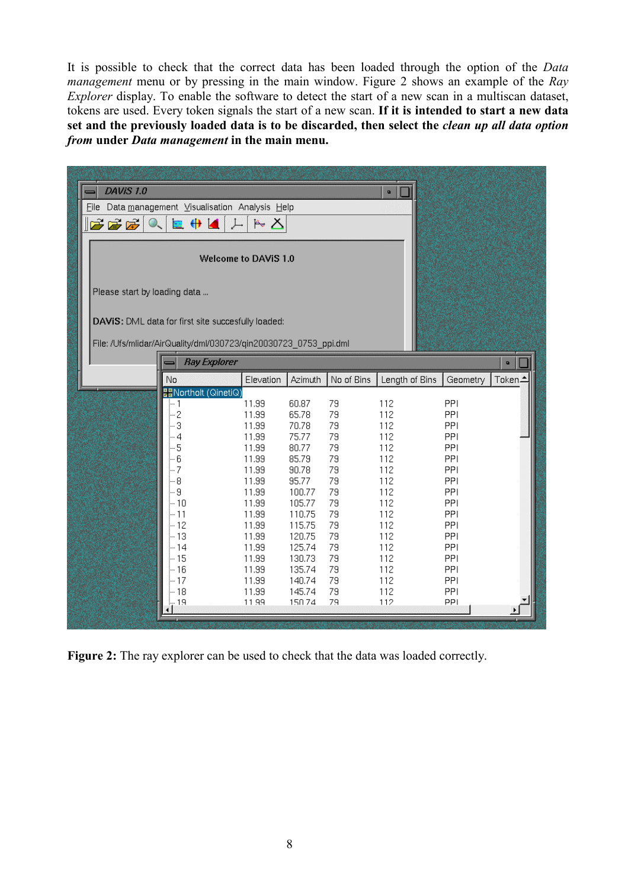It is possible to check that the correct data has been loaded through the option of the *Data management* menu or by pressing in the main window. Figure 2 shows an example of the *Ray Explorer* display. To enable the software to detect the start of a new scan in a multiscan dataset, tokens are used. Every token signals the start of a new scan. **If it is intended to start a new data set and the previously loaded data is to be discarded, then select the *clean up all data option from* under *Data management* in the main menu.**

**Figure 2:** The ray explorer can be used to check that the data was loaded correctly.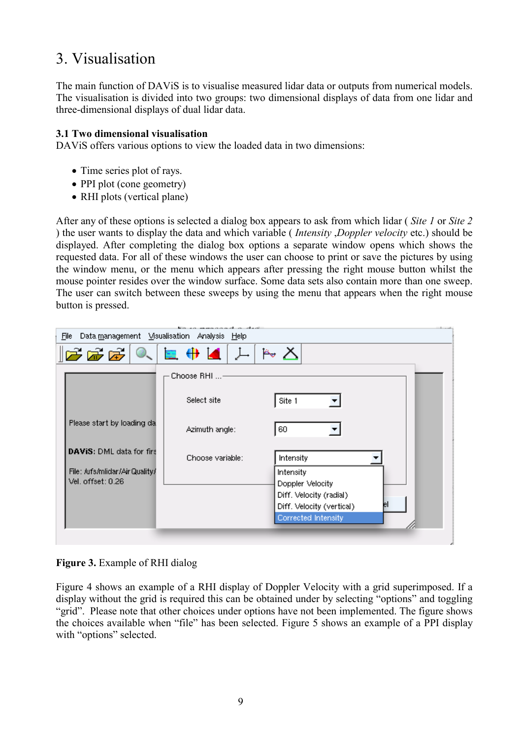# 3. Visualisation

The main function of DAViS is to visualise measured lidar data or outputs from numerical models. The visualisation is divided into two groups: two dimensional displays of data from one lidar and three-dimensional displays of dual lidar data.

### 3.1 Two dimensional visualisation

DAViS offers various options to view the loaded data in two dimensions:

- Time series plot of rays.
- PPI plot (cone geometry)
- RHI plots (vertical plane)

After any of these options is selected a dialog box appears to ask from which lidar ( *Site 1* or *Site 2* ) the user wants to display the data and which variable ( *Intensity* ,*Doppler velocity* etc.) should be displayed. After completing the dialog box options a separate window opens which shows the requested data. For all of these windows the user can choose to print or save the pictures by using the window menu, or the menu which appears after pressing the right mouse button whilst the mouse pointer resides over the window surface. Some data sets also contain more than one sweep. The user can switch between these sweeps by using the menu that appears when the right mouse button is pressed.

**Figure 3.** Example of RHI dialog

Figure 4 shows an example of a RHI display of Doppler Velocity with a grid superimposed. If a display without the grid is required this can be obtained under by selecting “options” and toggling “grid”. Please note that other choices under options have not been implemented. The figure shows the choices available when “file” has been selected. Figure 5 shows an example of a PPI display with “options” selected.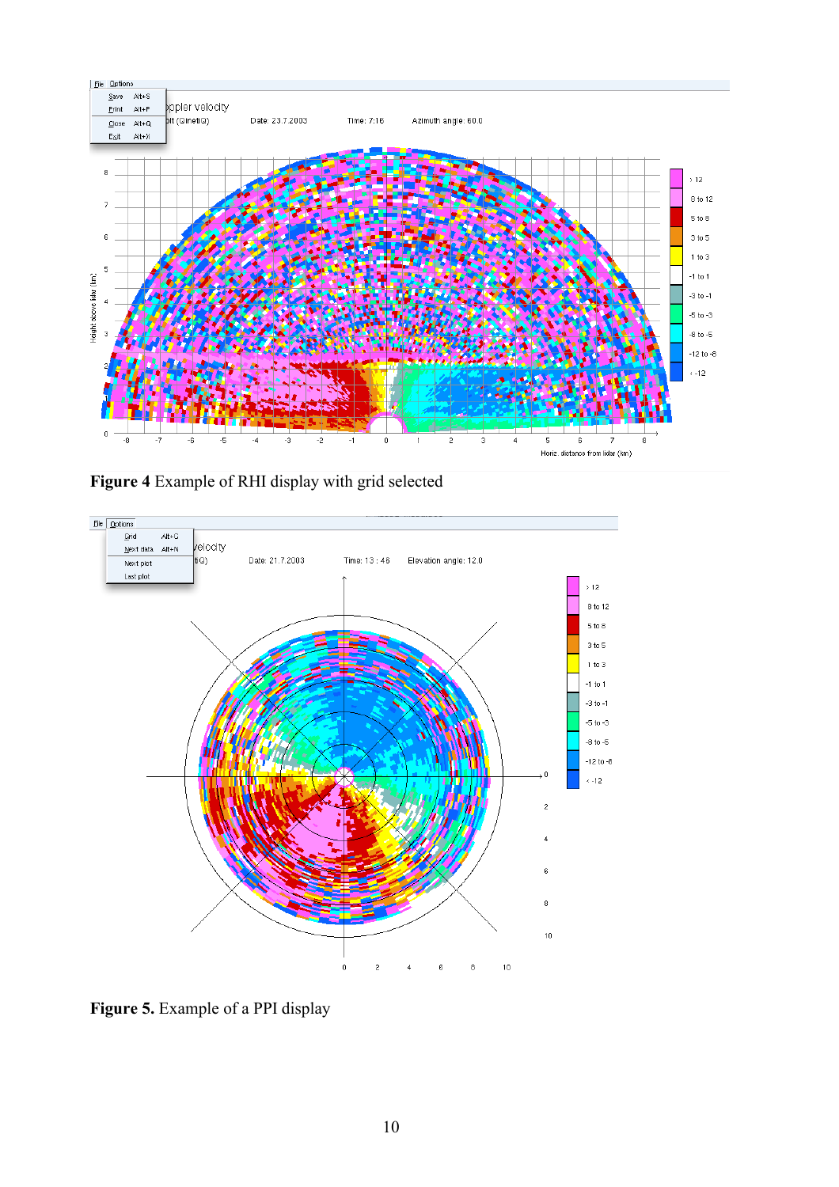**Figure 4** Example of RHI display with grid selected

**Figure 5.** Example of a PPI display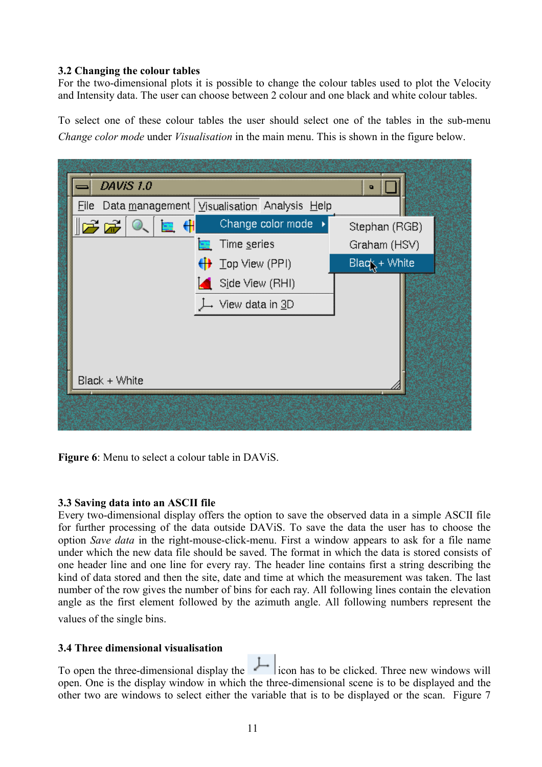### 3.2 Changing the colour tables

For the two-dimensional plots it is possible to change the colour tables used to plot the Velocity and Intensity data. The user can choose between 2 colour and one black and white colour tables.

To select one of these colour tables the user should select one of the tables in the sub-menu *Change color mode* under *Visualisation* in the main menu. This is shown in the figure below.

**Figure 6**: Menu to select a colour table in DAViS.

### 3.3 Saving data into an ASCII file

Every two-dimensional display offers the option to save the observed data in a simple ASCII file for further processing of the data outside DAViS. To save the data the user has to choose the option *Save data* in the right-mouse-click-menu. First a window appears to ask for a file name under which the new data file should be saved. The format in which the data is stored consists of one header line and one line for every ray. The header line contains first a string describing the kind of data stored and then the site, date and time at which the measurement was taken. The last number of the row gives the number of bins for each ray. All following lines contain the elevation angle as the first element followed by the azimuth angle. All following numbers represent the values of the single bins.

### 3.4 Three dimensional visualisation

To open the three-dimensional display the icon has to be clicked. Three new windows will open. One is the display window in which the three-dimensional scene is to be displayed and the other two are windows to select either the variable that is to be displayed or the scan. Figure 7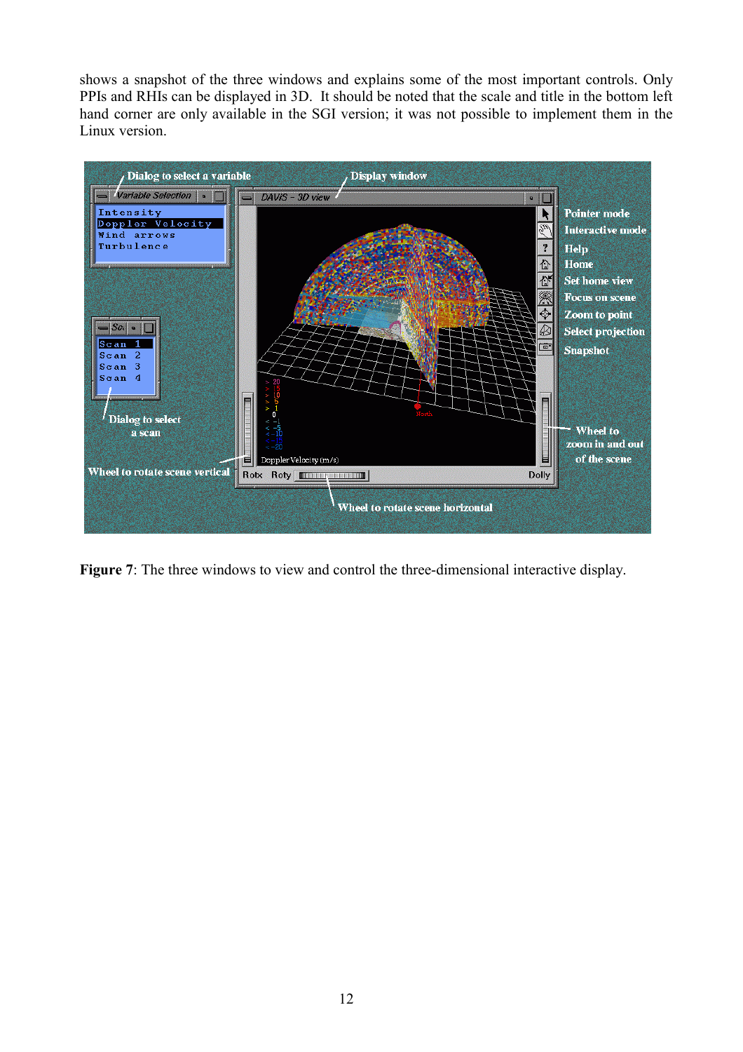shows a snapshot of the three windows and explains some of the most important controls. Only PPIs and RHIs can be displayed in 3D. It should be noted that the scale and title in the bottom left hand corner are only available in the SGI version; it was not possible to implement them in the Linux version.

**Figure 7**: The three windows to view and control the three-dimensional interactive display.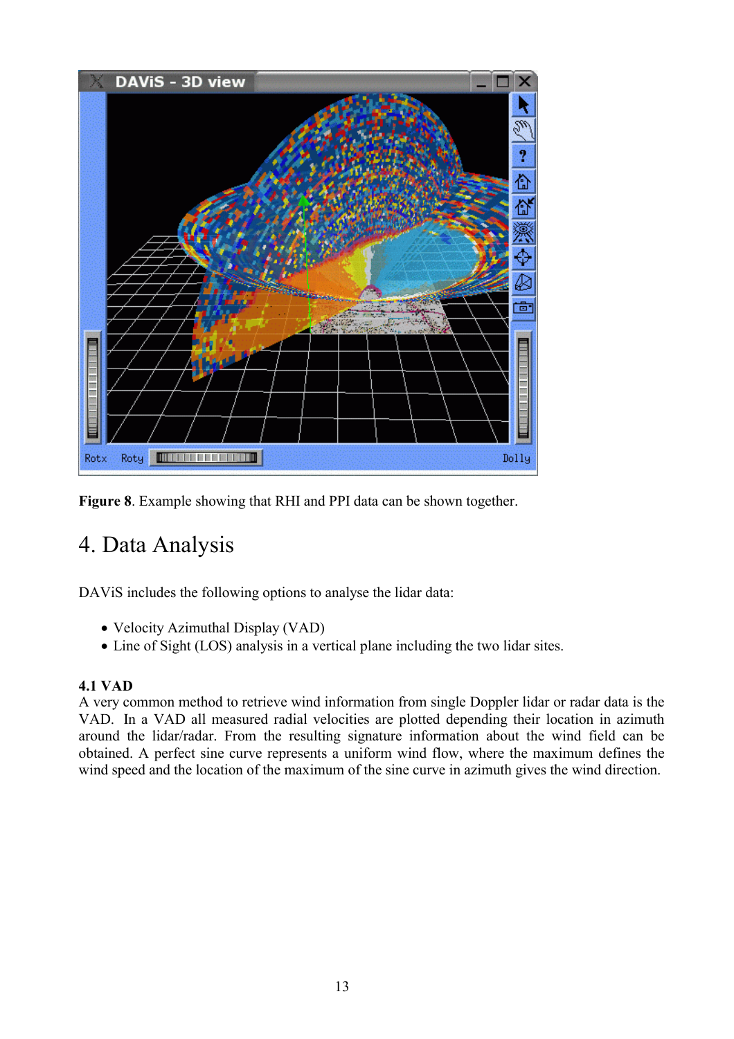**Figure 8**. Example showing that RHI and PPI data can be shown together.

# 4. Data Analysis

DAViS includes the following options to analyse the lidar data:

- Velocity Azimuthal Display (VAD)
- Line of Sight (LOS) analysis in a vertical plane including the two lidar sites.

**4.1 VAD**

A very common method to retrieve wind information from single Doppler lidar or radar data is the VAD. In a VAD all measured radial velocities are plotted depending their location in azimuth around the lidar/radar. From the resulting signature information about the wind field can be obtained. A perfect sine curve represents a uniform wind flow, where the maximum defines the wind speed and the location of the maximum of the sine curve in azimuth gives the wind direction.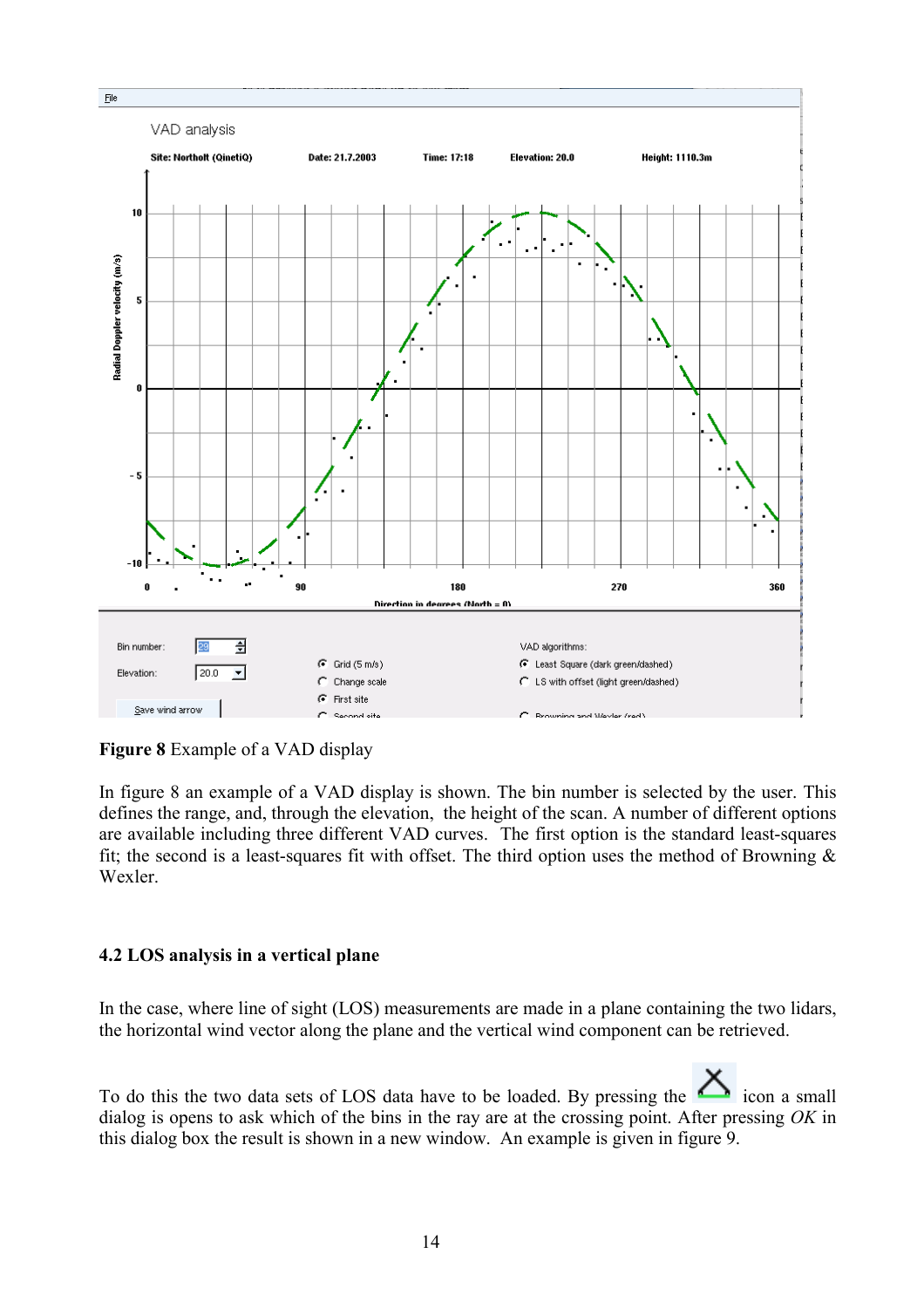**Figure 8** Example of a VAD display

In figure 8 an example of a VAD display is shown. The bin number is selected by the user. This defines the range, and, through the elevation, the height of the scan. A number of different options are available including three different VAD curves. The first option is the standard least-squares fit; the second is a least-squares fit with offset. The third option uses the method of Browning & Wexler.

### 4.2 LOS analysis in a vertical plane

In the case, where line of sight (LOS) measurements are made in a plane containing the two lidars, the horizontal wind vector along the plane and the vertical wind component can be retrieved.

To do this the two data sets of LOS data have to be loaded. By pressing the icon a small dialog is opens to ask which of the bins in the ray are at the crossing point. After pressing *OK* in this dialog box the result is shown in a new window. An example is given in figure 9.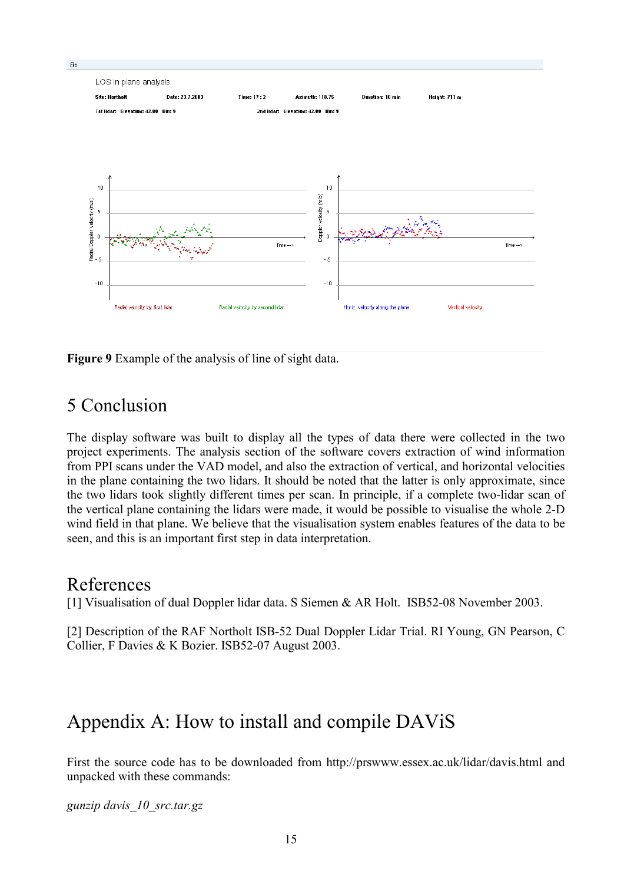**Figure 9** Example of the analysis of line of sight data.

# 5 Conclusion

The display software was built to display all the types of data there were collected in the two project experiments. The analysis section of the software covers extraction of wind information from PPI scans under the VAD model, and also the extraction of vertical, and horizontal velocities in the plane containing the two lidars. It should be noted that the latter is only approximate, since the two lidars took slightly different times per scan. In principle, if a complete two-lidar scan of the vertical plane containing the lidars were made, it would be possible to visualise the whole 2-D wind field in that plane. We believe that the visualisation system enables features of the data to be seen, and this is an important first step in data interpretation.

# References

[1] Visualisation of dual Doppler lidar data. S Siemen & AR Holt. ISB52-08 November 2003.

[2] Description of the RAF Northolt ISB-52 Dual Doppler Lidar Trial. RI Young, GN Pearson, C Collier, F Davies & K Bozier. ISB52-07 August 2003.

# Appendix A: How to install and compile DAViS

First the source code has to be downloaded from http://prswww.essex.ac.uk/lidar/davis.html and unpacked with these commands:

*gunzip davis_10_src.tar.gz*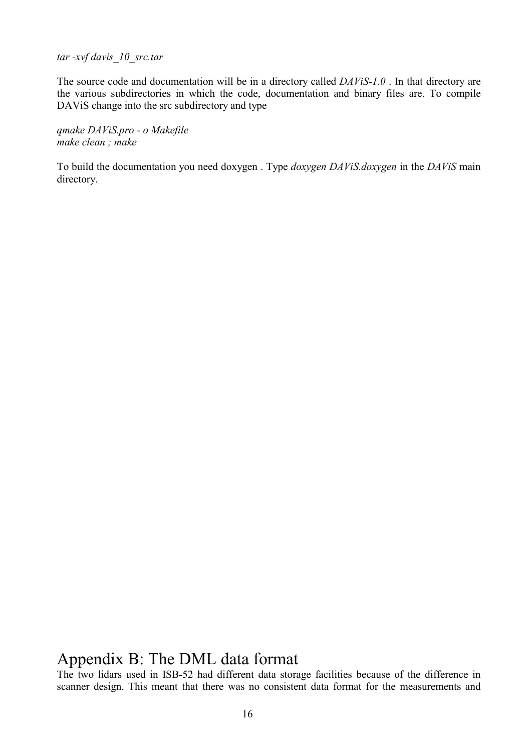*tar -xvf davis_10_src.tar*

The source code and documentation will be in a directory called *DAViS-1.0* . In that directory are the various subdirectories in which the code, documentation and binary files are. To compile DAViS change into the src subdirectory and type

*qmake DAViS.pro - o Makefile*
*make clean ; make*

To build the documentation you need doxygen . Type *doxygen DAViS.doxygen* in the *DAViS* main directory.

# Appendix B: The DML data format

The two lidars used in ISB-52 had different data storage facilities because of the difference in scanner design. This meant that there was no consistent data format for the measurements and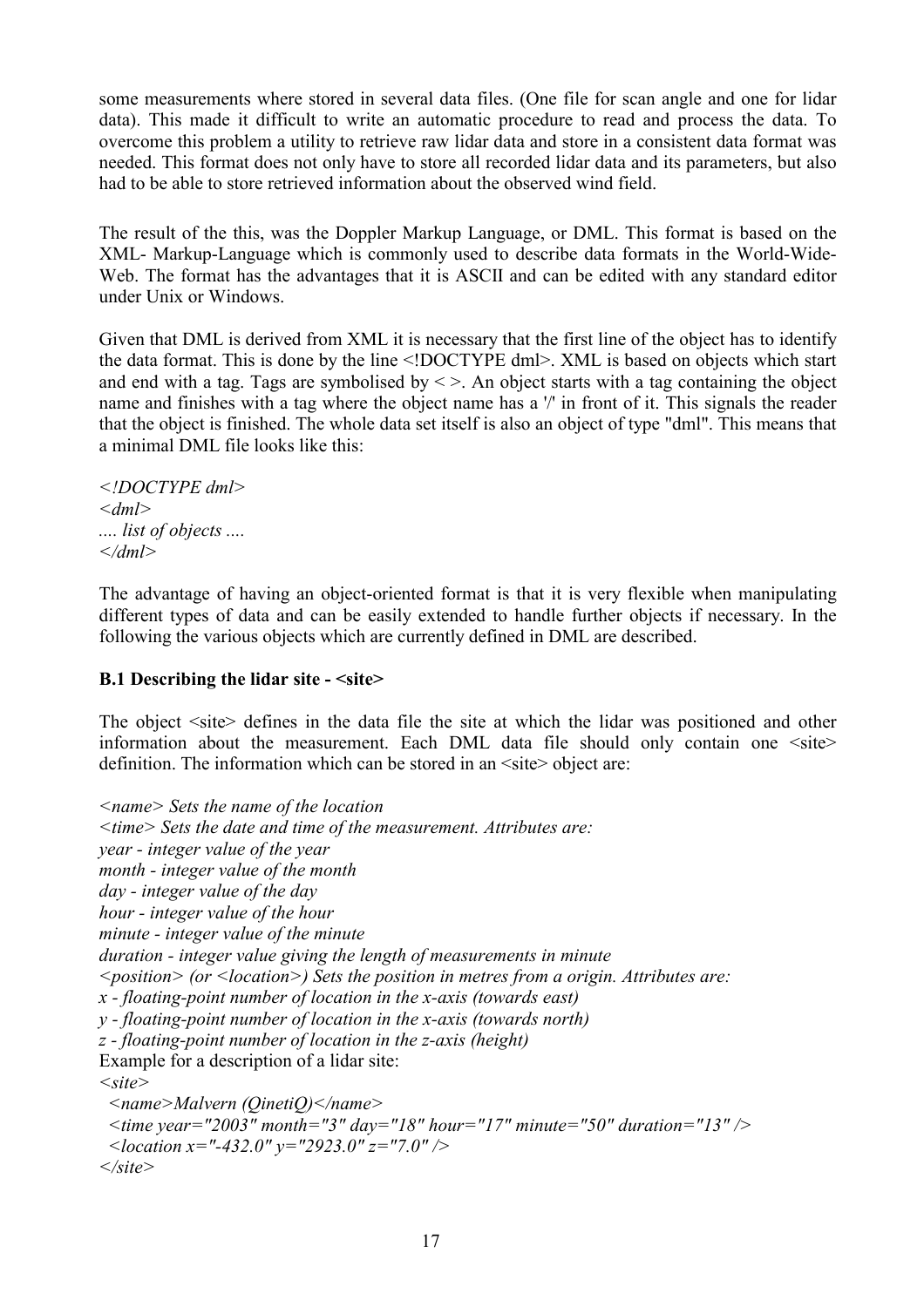some measurements where stored in several data files. (One file for scan angle and one for lidar data). This made it difficult to write an automatic procedure to read and process the data. To overcome this problem a utility to retrieve raw lidar data and store in a consistent data format was needed. This format does not only have to store all recorded lidar data and its parameters, but also had to be able to store retrieved information about the observed wind field.

The result of the this, was the Doppler Markup Language, or DML. This format is based on the XML- Markup-Language which is commonly used to describe data formats in the World-Wide-Web. The format has the advantages that it is ASCII and can be edited with any standard editor under Unix or Windows.

Given that DML is derived from XML it is necessary that the first line of the object has to identify the data format. This is done by the line <!DOCTYPE dml>. XML is based on objects which start and end with a tag. Tags are symbolised by < >. An object starts with a tag containing the object name and finishes with a tag where the object name has a '/' in front of it. This signals the reader that the object is finished. The whole data set itself is also an object of type "dml". This means that a minimal DML file looks like this:

*<!DOCTYPE dml>*
*<dml>*
*.... list of objects ....*
*</dml>*

The advantage of having an object-oriented format is that it is very flexible when manipulating different types of data and can be easily extended to handle further objects if necessary. In the following the various objects which are currently defined in DML are described.

**B.1 Describing the lidar site - <site>**

The object <site> defines in the data file the site at which the lidar was positioned and other information about the measurement. Each DML data file should only contain one <site> definition. The information which can be stored in an <site> object are:

*<name> Sets the name of the location*
*<time> Sets the date and time of the measurement. Attributes are:*
*year - integer value of the year*
*month - integer value of the month*
*day - integer value of the day*
*hour - integer value of the hour*
*minute - integer value of the minute*
*duration - integer value giving the length of measurements in minute*
*<position> (or <location>) Sets the position in metres from a origin. Attributes are:*
*x - floating-point number of location in the x-axis (towards east)*
*y - floating-point number of location in the x-axis (towards north)*
*z - floating-point number of location in the z-axis (height)*
Example for a description of a lidar site:

```
<site>
  <name>Malvern (QinetiQ)</name>
  <time year="2003" month="3" day="18" hour="17" minute="50" duration="13" />
  <location x="-432.0" y="2923.0" z="7.0" />
</site>
```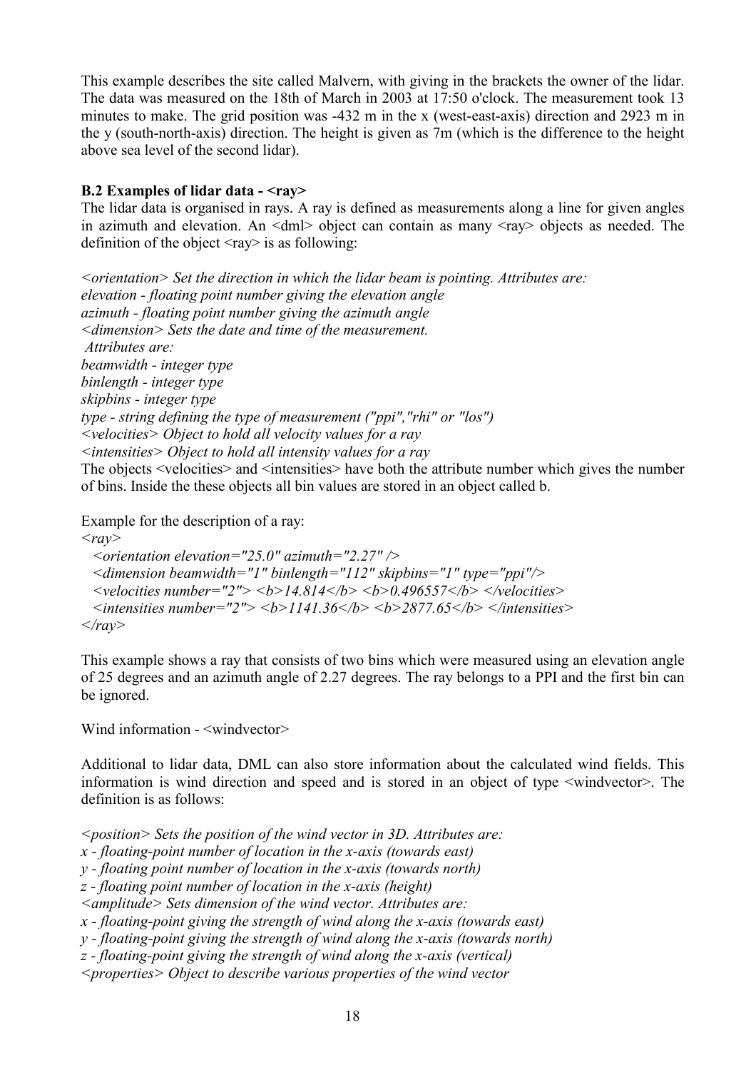This example describes the site called Malvern, with giving in the brackets the owner of the lidar. The data was measured on the 18th of March in 2003 at 17:50 o'clock. The measurement took 13 minutes to make. The grid position was -432 m in the x (west-east-axis) direction and 2923 m in the y (south-north-axis) direction. The height is given as 7m (which is the difference to the height above sea level of the second lidar).

**B.2 Examples of lidar data - <ray>**

The lidar data is organised in rays. A ray is defined as measurements along a line for given angles in azimuth and elevation. An <dml> object can contain as many <ray> objects as needed. The definition of the object <ray> is as following:

*<orientation> Set the direction in which the lidar beam is pointing. Attributes are:*
*elevation - floating point number giving the elevation angle*
*azimuth - floating point number giving the azimuth angle*
*<dimension> Sets the date and time of the measurement.*
*Attributes are:*
*beamwidth - integer type*
*binlength - integer type*
*skipbins - integer type*
*type - string defining the type of measurement ("ppi","rhi" or "los")*
*<velocities> Object to hold all velocity values for a ray*
*<intensities> Object to hold all intensity values for a ray*

The objects <velocities> and <intensities> have both the attribute number which gives the number of bins. Inside the these objects all bin values are stored in an object called b.

Example for the description of a ray:

```
<ray>
  <orientation elevation="25.0" azimuth="2.27" />
  <dimension beamwidth="1" binlength="112" skipbins="1" type="ppi"/>
  <velocities number="2"> <b>14.814</b> <b>0.496557</b> </velocities>
  <intensities number="2"> <b>1141.36</b> <b>2877.65</b> </intensities>
</ray>
```

This example shows a ray that consists of two bins which were measured using an elevation angle of 25 degrees and an azimuth angle of 2.27 degrees. The ray belongs to a PPI and the first bin can be ignored.

Wind information - <windvector>

Additional to lidar data, DML can also store information about the calculated wind fields. This information is wind direction and speed and is stored in an object of type <windvector>. The definition is as follows:

*<position> Sets the position of the wind vector in 3D. Attributes are:*
*x - floating-point number of location in the x-axis (towards east)*
*y - floating point number of location in the x-axis (towards north)*
*z - floating point number of location in the x-axis (height)*
*<amplitude> Sets dimension of the wind vector. Attributes are:*
*x - floating-point giving the strength of wind along the x-axis (towards east)*
*y - floating-point giving the strength of wind along the x-axis (towards north)*
*z - floating-point giving the strength of wind along the x-axis (vertical)*
*<properties> Object to describe various properties of the wind vector*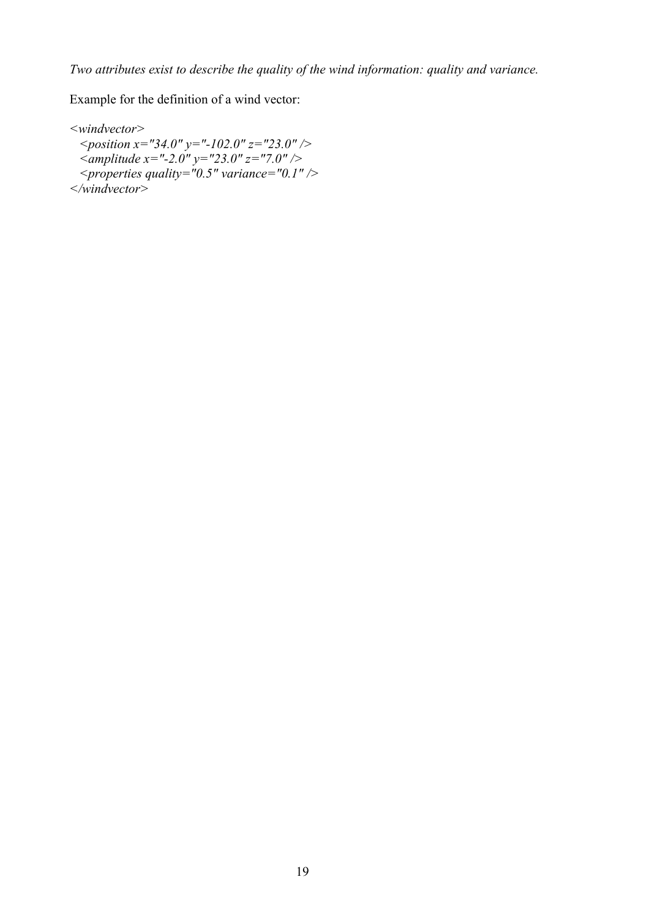*Two attributes exist to describe the quality of the wind information: quality and variance.*

Example for the definition of a wind vector:

```
<windvector>
  <position x="34.0" y="-102.0" z="23.0" />
  <amplitude x="-2.0" y="23.0" z="7.0" />
  <properties quality="0.5" variance="0.1" />
</windvector>
```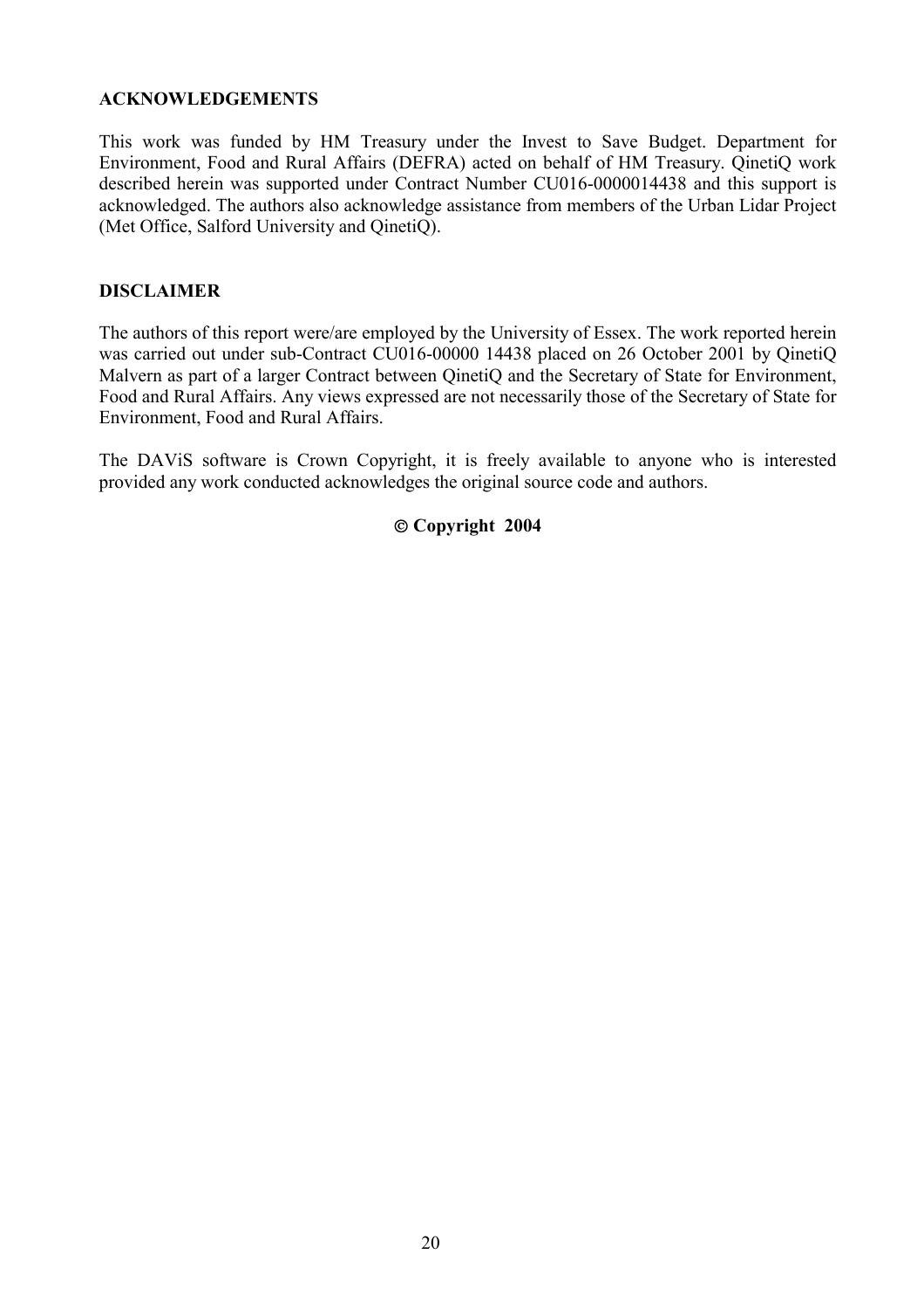## ACKNOWLEDGEMENTS

This work was funded by HM Treasury under the Invest to Save Budget. Department for Environment, Food and Rural Affairs (DEFRA) acted on behalf of HM Treasury. QinetiQ work described herein was supported under Contract Number CU016-0000014438 and this support is acknowledged. The authors also acknowledge assistance from members of the Urban Lidar Project (Met Office, Salford University and QinetiQ).

## DISCLAIMER

The authors of this report were/are employed by the University of Essex. The work reported herein was carried out under sub-Contract CU016-00000 14438 placed on 26 October 2001 by QinetiQ Malvern as part of a larger Contract between QinetiQ and the Secretary of State for Environment, Food and Rural Affairs. Any views expressed are not necessarily those of the Secretary of State for Environment, Food and Rural Affairs.

The DAViS software is Crown Copyright, it is freely available to anyone who is interested provided any work conducted acknowledges the original source code and authors.

**© Copyright 2004**